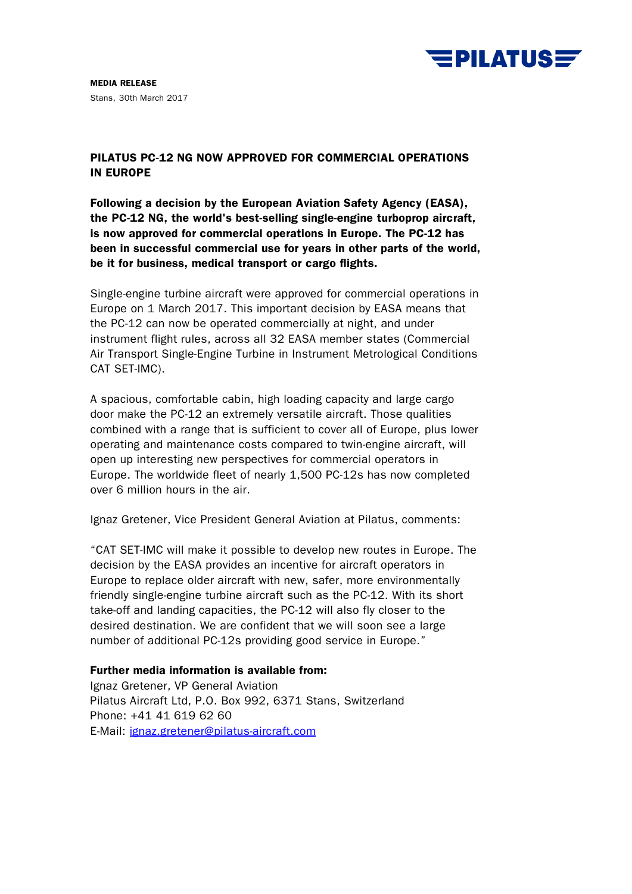**MEDIA RELEASE**

Stans, 30th March 2017

# PILATUS PC-12 NG NOW APPROVED FOR COMMERCIAL OPERATIONS IN EUROPE

**Following a decision by the European Aviation Safety Agency (EASA), the PC-12 NG, the world's best-selling single-engine turboprop aircraft, is now approved for commercial operations in Europe. The PC-12 has been in successful commercial use for years in other parts of the world, be it for business, medical transport or cargo flights.**

Single-engine turbine aircraft were approved for commercial operations in Europe on 1 March 2017. This important decision by EASA means that the PC-12 can now be operated commercially at night, and under instrument flight rules, across all 32 EASA member states (Commercial Air Transport Single-Engine Turbine in Instrument Metrological Conditions CAT SET-IMC).

A spacious, comfortable cabin, high loading capacity and large cargo door make the PC-12 an extremely versatile aircraft. Those qualities combined with a range that is sufficient to cover all of Europe, plus lower operating and maintenance costs compared to twin-engine aircraft, will open up interesting new perspectives for commercial operators in Europe. The worldwide fleet of nearly 1,500 PC-12s has now completed over 6 million hours in the air.

Ignaz Gretener, Vice President General Aviation at Pilatus, comments:

"CAT SET-IMC will make it possible to develop new routes in Europe. The decision by the EASA provides an incentive for aircraft operators in Europe to replace older aircraft with new, safer, more environmentally friendly single-engine turbine aircraft such as the PC-12. With its short take-off and landing capacities, the PC-12 will also fly closer to the desired destination. We are confident that we will soon see a large number of additional PC-12s providing good service in Europe."

**Further media information is available from:**
Ignaz Gretener, VP General Aviation
Pilatus Aircraft Ltd, P.O. Box 992, 6371 Stans, Switzerland
Phone: +41 41 619 62 60
E-Mail: ignaz.gretener@pilatus-aircraft.com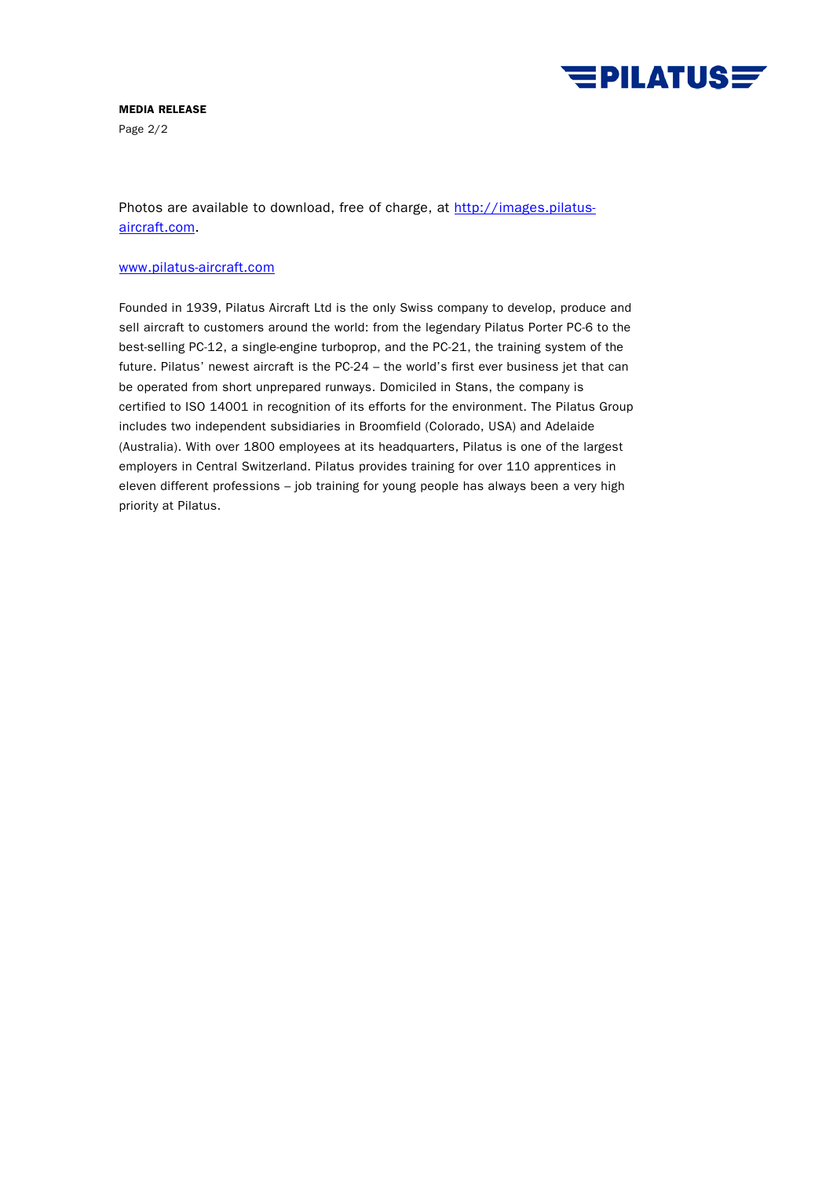Photos are available to download, free of charge, at [http://images.pilatus-aircraft.com](http://images.pilatus-aircraft.com).

[www.pilatus-aircraft.com](http://www.pilatus-aircraft.com)

Founded in 1939, Pilatus Aircraft Ltd is the only Swiss company to develop, produce and sell aircraft to customers around the world: from the legendary Pilatus Porter PC-6 to the best-selling PC-12, a single-engine turboprop, and the PC-21, the training system of the future. Pilatus' newest aircraft is the PC-24 – the world's first ever business jet that can be operated from short unprepared runways. Domiciled in Stans, the company is certified to ISO 14001 in recognition of its efforts for the environment. The Pilatus Group includes two independent subsidiaries in Broomfield (Colorado, USA) and Adelaide (Australia). With over 1800 employees at its headquarters, Pilatus is one of the largest employers in Central Switzerland. Pilatus provides training for over 110 apprentices in eleven different professions – job training for young people has always been a very high priority at Pilatus.